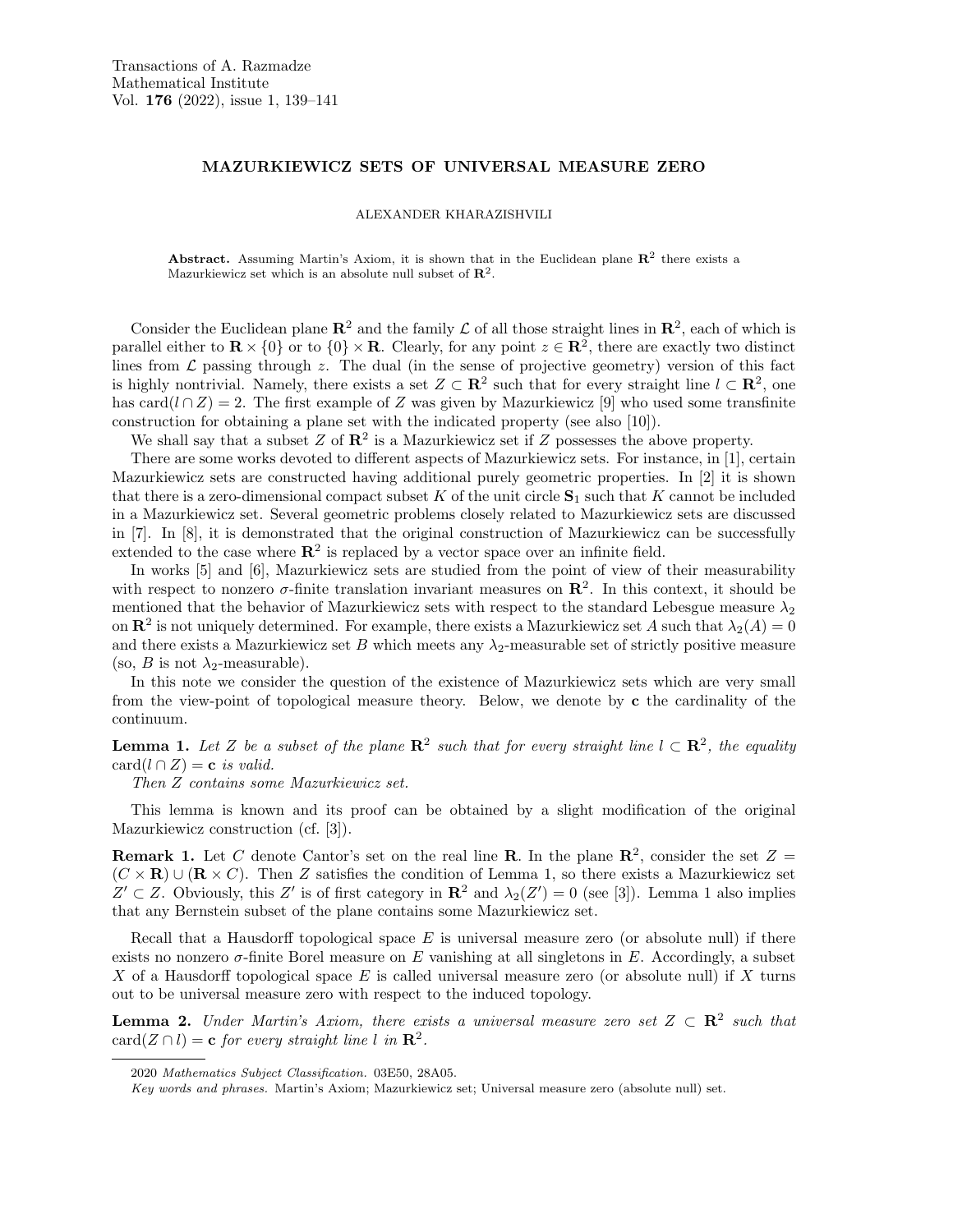# MAZURKIEWICZ SETS OF UNIVERSAL MEASURE ZERO

ALEXANDER KHARAZISHVILI

**Abstract.** Assuming Martin's Axiom, it is shown that in the Euclidean plane $\mathbf{R}^2$ there exists a Mazurkiewicz set which is an absolute null subset of $\mathbf{R}^2$.

Consider the Euclidean plane $\mathbf{R}^2$ and the family $\mathcal{L}$ of all those straight lines in $\mathbf{R}^2$, each of which is parallel either to $\mathbf{R} \times \{0\}$ or to $\{0\} \times \mathbf{R}$. Clearly, for any point $z \in \mathbf{R}^2$, there are exactly two distinct lines from $\mathcal{L}$ passing through $z$. The dual (in the sense of projective geometry) version of this fact is highly nontrivial. Namely, there exists a set $Z \subset \mathbf{R}^2$ such that for every straight line $l \subset \mathbf{R}^2$, one has $\mathrm{card}(l \cap Z) = 2$. The first example of $Z$ was given by Mazurkiewicz [9] who used some transfinite construction for obtaining a plane set with the indicated property (see also [10]).

We shall say that a subset $Z$ of $\mathbf{R}^2$ is a Mazurkiewicz set if $Z$ possesses the above property.

There are some works devoted to different aspects of Mazurkiewicz sets. For instance, in [1], certain Mazurkiewicz sets are constructed having additional purely geometric properties. In [2] it is shown that there is a zero-dimensional compact subset $K$ of the unit circle $\mathbf{S}_1$ such that $K$ cannot be included in a Mazurkiewicz set. Several geometric problems closely related to Mazurkiewicz sets are discussed in [7]. In [8], it is demonstrated that the original construction of Mazurkiewicz can be successfully extended to the case where $\mathbf{R}^2$ is replaced by a vector space over an infinite field.

In works [5] and [6], Mazurkiewicz sets are studied from the point of view of their measurability with respect to nonzero $\sigma$-finite translation invariant measures on $\mathbf{R}^2$. In this context, it should be mentioned that the behavior of Mazurkiewicz sets with respect to the standard Lebesgue measure $\lambda_2$ on $\mathbf{R}^2$ is not uniquely determined. For example, there exists a Mazurkiewicz set $A$ such that $\lambda_2(A) = 0$ and there exists a Mazurkiewicz set $B$ which meets any $\lambda_2$-measurable set of strictly positive measure (so, $B$ is not $\lambda_2$-measurable).

In this note we consider the question of the existence of Mazurkiewicz sets which are very small from the view-point of topological measure theory. Below, we denote by $\mathbf{c}$ the cardinality of the continuum.

**Lemma 1.** *Let $Z$ be a subset of the plane $\mathbf{R}^2$ such that for every straight line $l \subset \mathbf{R}^2$, the equality $\mathrm{card}(l \cap Z) = \mathbf{c}$ is valid.*

*Then $Z$ contains some Mazurkiewicz set.*

This lemma is known and its proof can be obtained by a slight modification of the original Mazurkiewicz construction (cf. [3]).

**Remark 1.** Let $C$ denote Cantor's set on the real line $\mathbf{R}$. In the plane $\mathbf{R}^2$, consider the set $Z = (C \times \mathbf{R}) \cup (\mathbf{R} \times C)$. Then $Z$ satisfies the condition of Lemma 1, so there exists a Mazurkiewicz set $Z' \subset Z$. Obviously, this $Z'$ is of first category in $\mathbf{R}^2$ and $\lambda_2(Z') = 0$ (see [3]). Lemma 1 also implies that any Bernstein subset of the plane contains some Mazurkiewicz set.

Recall that a Hausdorff topological space $E$ is universal measure zero (or absolute null) if there exists no nonzero $\sigma$-finite Borel measure on $E$ vanishing at all singletons in $E$. Accordingly, a subset $X$ of a Hausdorff topological space $E$ is called universal measure zero (or absolute null) if $X$ turns out to be universal measure zero with respect to the induced topology.

**Lemma 2.** *Under Martin's Axiom, there exists a universal measure zero set $Z \subset \mathbf{R}^2$ such that $\mathrm{card}(Z \cap l) = \mathbf{c}$ for every straight line $l$ in $\mathbf{R}^2$.*

---

2020 *Mathematics Subject Classification.* 03E50, 28A05.

*Key words and phrases.* Martin's Axiom; Mazurkiewicz set; Universal measure zero (absolute null) set.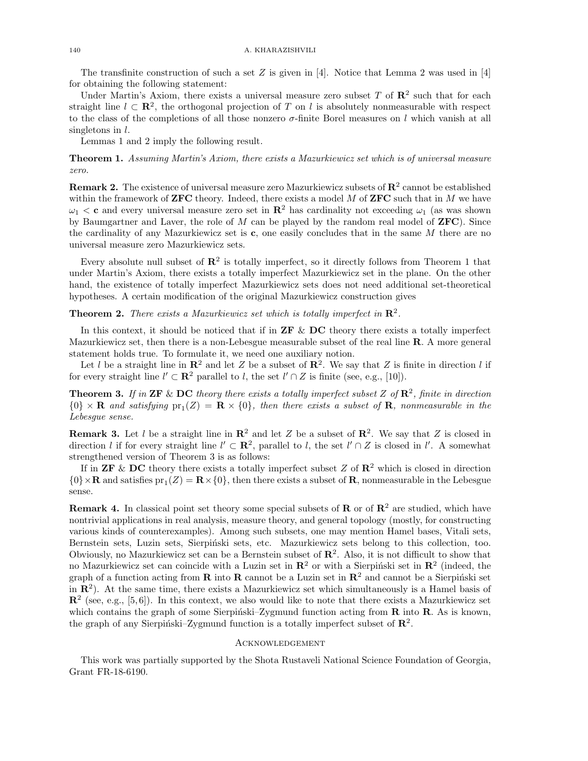The transfinite construction of such a set $Z$ is given in [4]. Notice that Lemma 2 was used in [4] for obtaining the following statement:

Under Martin's Axiom, there exists a universal measure zero subset $T$ of $\mathbf{R}^2$ such that for each straight line $l \subset \mathbf{R}^2$, the orthogonal projection of $T$ on $l$ is absolutely nonmeasurable with respect to the class of the completions of all those nonzero $\sigma$-finite Borel measures on $l$ which vanish at all singletons in $l$.

Lemmas 1 and 2 imply the following result.

**Theorem 1.** *Assuming Martin's Axiom, there exists a Mazurkiewicz set which is of universal measure zero.*

**Remark 2.** The existence of universal measure zero Mazurkiewicz subsets of $\mathbf{R}^2$ cannot be established within the framework of **ZFC** theory. Indeed, there exists a model $M$ of **ZFC** such that in $M$ we have $\omega_1 < \mathbf{c}$ and every universal measure zero set in $\mathbf{R}^2$ has cardinality not exceeding $\omega_1$ (as was shown by Baumgartner and Laver, the role of $M$ can be played by the random real model of **ZFC**). Since the cardinality of any Mazurkiewicz set is $\mathbf{c}$, one easily concludes that in the same $M$ there are no universal measure zero Mazurkiewicz sets.

Every absolute null subset of $\mathbf{R}^2$ is totally imperfect, so it directly follows from Theorem 1 that under Martin's Axiom, there exists a totally imperfect Mazurkiewicz set in the plane. On the other hand, the existence of totally imperfect Mazurkiewicz sets does not need additional set-theoretical hypotheses. A certain modification of the original Mazurkiewicz construction gives

**Theorem 2.** *There exists a Mazurkiewicz set which is totally imperfect in* $\mathbf{R}^2$.

In this context, it should be noticed that if in **ZF** & **DC** theory there exists a totally imperfect Mazurkiewicz set, then there is a non-Lebesgue measurable subset of the real line $\mathbf{R}$. A more general statement holds true. To formulate it, we need one auxiliary notion.

Let $l$ be a straight line in $\mathbf{R}^2$ and let $Z$ be a subset of $\mathbf{R}^2$. We say that $Z$ is finite in direction $l$ if for every straight line $l' \subset \mathbf{R}^2$ parallel to $l$, the set $l' \cap Z$ is finite (see, e.g., [10]).

**Theorem 3.** *If in* **ZF** & **DC** *theory there exists a totally imperfect subset $Z$ of $\mathbf{R}^2$, finite in direction $\{0\} \times \mathbf{R}$ and satisfying $\mathrm{pr}_1(Z) = \mathbf{R} \times \{0\}$, then there exists a subset of $\mathbf{R}$, nonmeasurable in the Lebesgue sense.*

**Remark 3.** Let $l$ be a straight line in $\mathbf{R}^2$ and let $Z$ be a subset of $\mathbf{R}^2$. We say that $Z$ is closed in direction $l$ if for every straight line $l' \subset \mathbf{R}^2$, parallel to $l$, the set $l' \cap Z$ is closed in $l'$. A somewhat strengthened version of Theorem 3 is as follows:

If in **ZF** & **DC** theory there exists a totally imperfect subset $Z$ of $\mathbf{R}^2$ which is closed in direction $\{0\} \times \mathbf{R}$ and satisfies $\mathrm{pr}_1(Z) = \mathbf{R} \times \{0\}$, then there exists a subset of $\mathbf{R}$, nonmeasurable in the Lebesgue sense.

**Remark 4.** In classical point set theory some special subsets of $\mathbf{R}$ or of $\mathbf{R}^2$ are studied, which have nontrivial applications in real analysis, measure theory, and general topology (mostly, for constructing various kinds of counterexamples). Among such subsets, one may mention Hamel bases, Vitali sets, Bernstein sets, Luzin sets, Sierpiński sets, etc. Mazurkiewicz sets belong to this collection, too. Obviously, no Mazurkiewicz set can be a Bernstein subset of $\mathbf{R}^2$. Also, it is not difficult to show that no Mazurkiewicz set can coincide with a Luzin set in $\mathbf{R}^2$ or with a Sierpiński set in $\mathbf{R}^2$ (indeed, the graph of a function acting from $\mathbf{R}$ into $\mathbf{R}$ cannot be a Luzin set in $\mathbf{R}^2$ and cannot be a Sierpiński set in $\mathbf{R}^2$). At the same time, there exists a Mazurkiewicz set which simultaneously is a Hamel basis of $\mathbf{R}^2$ (see, e.g., [5,6]). In this context, we also would like to note that there exists a Mazurkiewicz set which contains the graph of some Sierpiński–Zygmund function acting from $\mathbf{R}$ into $\mathbf{R}$. As is known, the graph of any Sierpiński–Zygmund function is a totally imperfect subset of $\mathbf{R}^2$.

## Acknowledgement

This work was partially supported by the Shota Rustaveli National Science Foundation of Georgia, Grant FR-18-6190.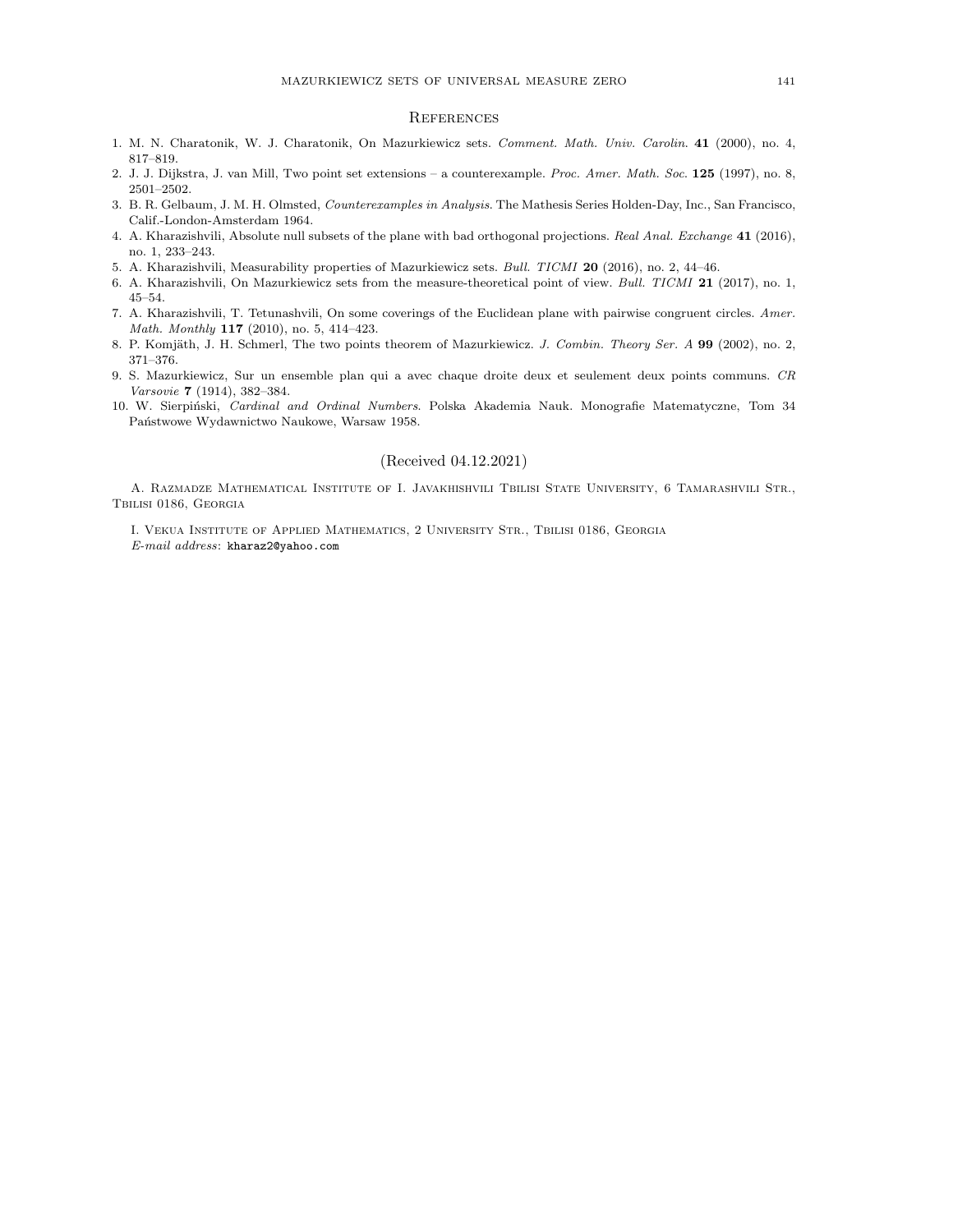## References

1. M. N. Charatonik, W. J. Charatonik, On Mazurkiewicz sets. *Comment. Math. Univ. Carolin.* **41** (2000), no. 4, 817–819.
2. J. J. Dijkstra, J. van Mill, Two point set extensions – a counterexample. *Proc. Amer. Math. Soc.* **125** (1997), no. 8, 2501–2502.
3. B. R. Gelbaum, J. M. H. Olmsted, *Counterexamples in Analysis*. The Mathesis Series Holden-Day, Inc., San Francisco, Calif.-London-Amsterdam 1964.
4. A. Kharazishvili, Absolute null subsets of the plane with bad orthogonal projections. *Real Anal. Exchange* **41** (2016), no. 1, 233–243.
5. A. Kharazishvili, Measurability properties of Mazurkiewicz sets. *Bull. TICMI* **20** (2016), no. 2, 44–46.
6. A. Kharazishvili, On Mazurkiewicz sets from the measure-theoretical point of view. *Bull. TICMI* **21** (2017), no. 1, 45–54.
7. A. Kharazishvili, T. Tetunashvili, On some coverings of the Euclidean plane with pairwise congruent circles. *Amer. Math. Monthly* **117** (2010), no. 5, 414–423.
8. P. Komjäth, J. H. Schmerl, The two points theorem of Mazurkiewicz. *J. Combin. Theory Ser. A* **99** (2002), no. 2, 371–376.
9. S. Mazurkiewicz, Sur un ensemble plan qui a avec chaque droite deux et seulement deux points communs. *CR Varsovie* **7** (1914), 382–384.
10. W. Sierpiński, *Cardinal and Ordinal Numbers*. Polska Akademia Nauk. Monografie Matematyczne, Tom 34 Państwowe Wydawnictwo Naukowe, Warsaw 1958.

(Received 04.12.2021)

A. Razmadze Mathematical Institute of I. Javakhishvili Tbilisi State University, 6 Tamarashvili Str., Tbilisi 0186, Georgia

I. Vekua Institute of Applied Mathematics, 2 University Str., Tbilisi 0186, Georgia
*E-mail address*: kharaz2@yahoo.com